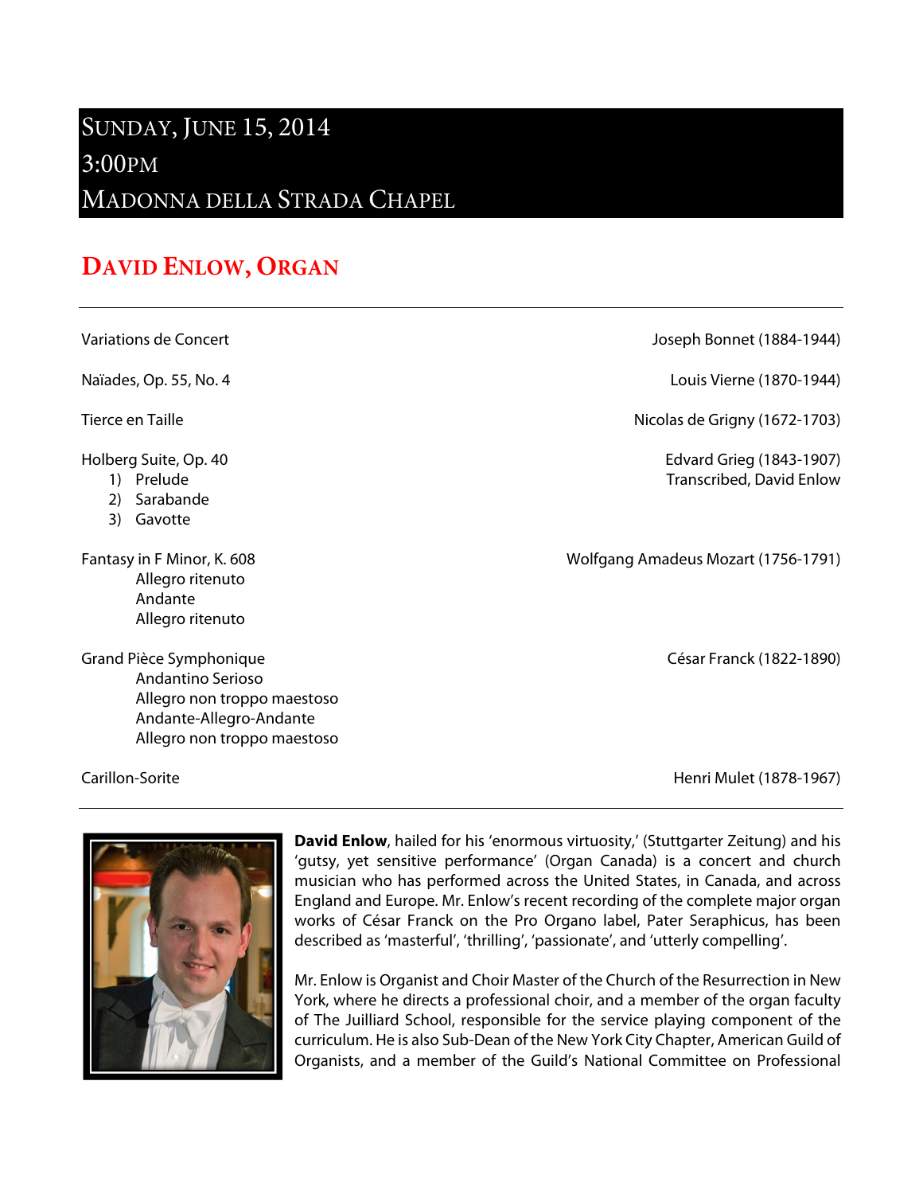# Sunday, June 15, 2014
# 3:00pm
# Madonna della Strada Chapel

## David Enlow, Organ

---

Variations de Concert — Joseph Bonnet (1884-1944)

Naïades, Op. 55, No. 4 — Louis Vierne (1870-1944)

Tierce en Taille — Nicolas de Grigny (1672-1703)

Holberg Suite, Op. 40 — Edvard Grieg (1843-1907), Transcribed, David Enlow

1) Prelude
2) Sarabande
3) Gavotte

Fantasy in F Minor, K. 608 — Wolfgang Amadeus Mozart (1756-1791)

Allegro ritenuto
Andante
Allegro ritenuto

Grand Pièce Symphonique — César Franck (1822-1890)

Andantino Serioso
Allegro non troppo maestoso
Andante-Allegro-Andante
Allegro non troppo maestoso

Carillon-Sorite — Henri Mulet (1878-1967)

---

**David Enlow**, hailed for his 'enormous virtuosity,' (Stuttgarter Zeitung) and his 'gutsy, yet sensitive performance' (Organ Canada) is a concert and church musician who has performed across the United States, in Canada, and across England and Europe. Mr. Enlow's recent recording of the complete major organ works of César Franck on the Pro Organo label, Pater Seraphicus, has been described as 'masterful', 'thrilling', 'passionate', and 'utterly compelling'.

Mr. Enlow is Organist and Choir Master of the Church of the Resurrection in New York, where he directs a professional choir, and a member of the organ faculty of The Juilliard School, responsible for the service playing component of the curriculum. He is also Sub-Dean of the New York City Chapter, American Guild of Organists, and a member of the Guild's National Committee on Professional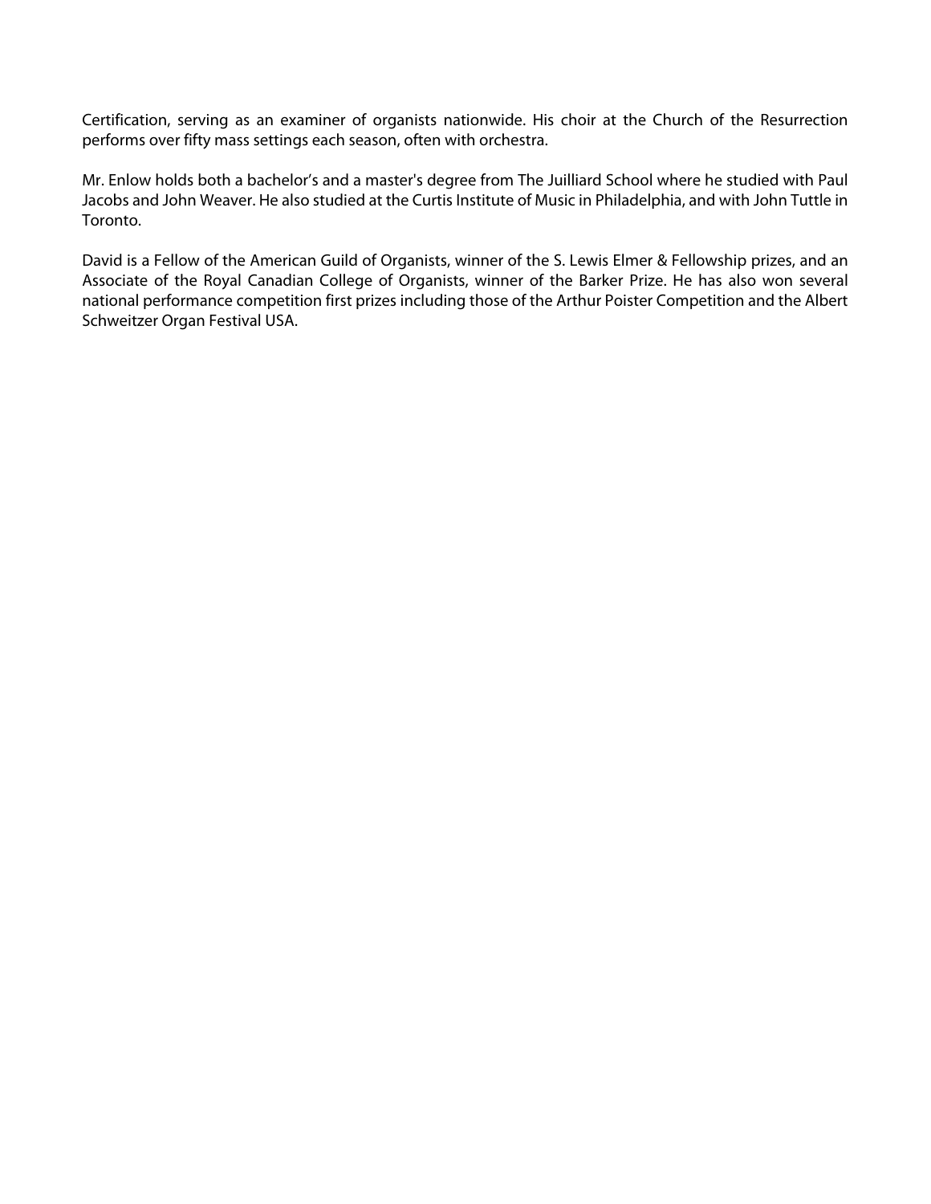Certification, serving as an examiner of organists nationwide. His choir at the Church of the Resurrection performs over fifty mass settings each season, often with orchestra.

Mr. Enlow holds both a bachelor's and a master's degree from The Juilliard School where he studied with Paul Jacobs and John Weaver. He also studied at the Curtis Institute of Music in Philadelphia, and with John Tuttle in Toronto.

David is a Fellow of the American Guild of Organists, winner of the S. Lewis Elmer & Fellowship prizes, and an Associate of the Royal Canadian College of Organists, winner of the Barker Prize. He has also won several national performance competition first prizes including those of the Arthur Poister Competition and the Albert Schweitzer Organ Festival USA.